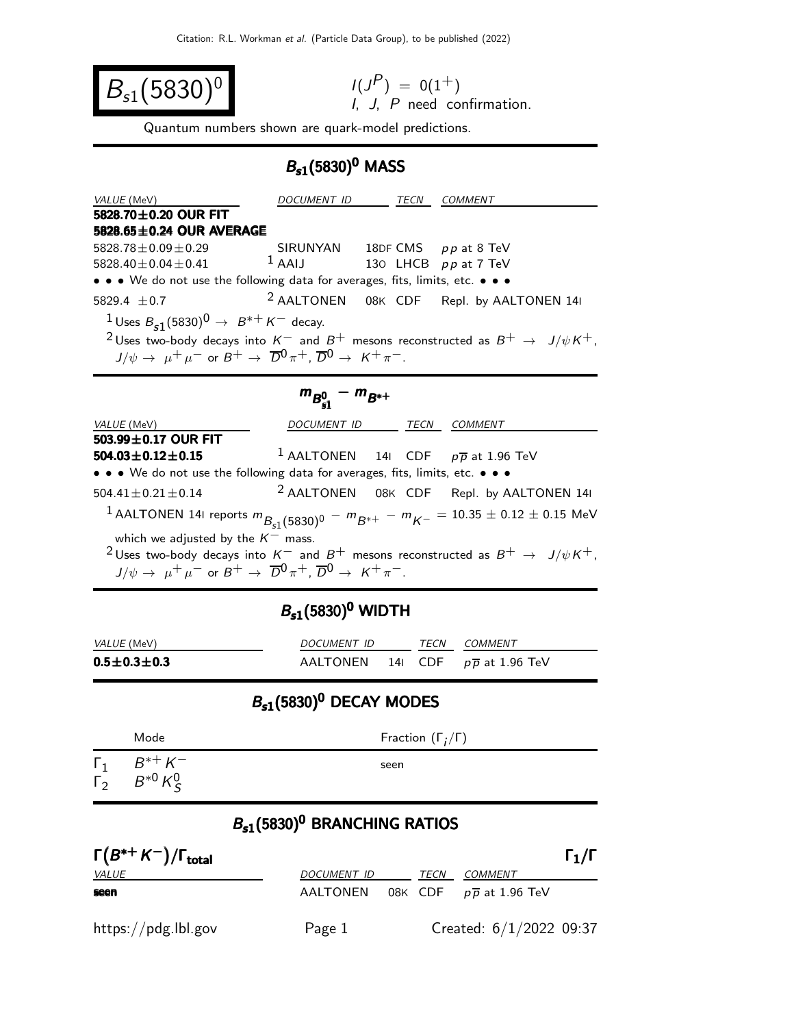# $B_{s1}(5830)^0$

$I(J^P) = 0(1^+)$
I, J, P need confirmation.

Quantum numbers shown are quark-model predictions.

## $B_{s1}(5830)^0$ MASS

| VALUE (MeV) | DOCUMENT ID | | TECN | COMMENT |
|---|---|---|---|---|
| **5828.70±0.20 OUR FIT** | | | | |
| **5828.65±0.24 OUR AVERAGE** | | | | |
| 5828.78±0.09±0.29 | SIRUNYAN | 18DF | CMS | $pp$ at 8 TeV |
| 5828.40±0.04±0.41 | [1] AAIJ | 13O | LHCB | $pp$ at 7 TeV |
| • • • We do not use the following data for averages, fits, limits, etc. • • • | | | | |
| 5829.4 ±0.7 | [2] AALTONEN | 08K | CDF | Repl. by AALTONEN 14I |

[1] Uses $B_{s1}(5830)^0 \rightarrow B^{*+} K^-$ decay.

[2] Uses two-body decays into $K^-$ and $B^+$ mesons reconstructed as $B^+ \rightarrow J/\psi K^+$, $J/\psi \rightarrow \mu^+\mu^-$ or $B^+ \rightarrow \overline{D}^0 \pi^+$, $\overline{D}^0 \rightarrow K^+\pi^-$.

## $m_{B^0_{s1}} - m_{B^{*+}}$

| VALUE (MeV) | DOCUMENT ID | | TECN | COMMENT |
|---|---|---|---|---|
| **503.99±0.17 OUR FIT** | | | | |
| **504.03±0.12±0.15** | [1] AALTONEN | 14I | CDF | $p\overline{p}$ at 1.96 TeV |
| • • • We do not use the following data for averages, fits, limits, etc. • • • | | | | |
| 504.41±0.21±0.14 | [2] AALTONEN | 08K | CDF | Repl. by AALTONEN 14I |

[1] AALTONEN 14I reports $m_{B_{s1}(5830)^0} - m_{B^{*+}} - m_{K^-} = 10.35 \pm 0.12 \pm 0.15$ MeV which we adjusted by the $K^-$ mass.

[2] Uses two-body decays into $K^-$ and $B^+$ mesons reconstructed as $B^+ \rightarrow J/\psi K^+$, $J/\psi \rightarrow \mu^+\mu^-$ or $B^+ \rightarrow \overline{D}^0 \pi^+$, $\overline{D}^0 \rightarrow K^+\pi^-$.

## $B_{s1}(5830)^0$ WIDTH

| VALUE (MeV) | DOCUMENT ID | | TECN | COMMENT |
|---|---|---|---|---|
| **0.5±0.3±0.3** | AALTONEN | 14I | CDF | $p\overline{p}$ at 1.96 TeV |

## $B_{s1}(5830)^0$ DECAY MODES

| | Mode | Fraction ($\Gamma_i/\Gamma$) |
|---|---|---|
| $\Gamma_1$ | $B^{*+} K^-$ | seen |
| $\Gamma_2$ | $B^{*0} K^0_S$ | |

## $B_{s1}(5830)^0$ BRANCHING RATIOS

**$\Gamma(B^{*+} K^-)/\Gamma_{\text{total}}$** $\Gamma_1/\Gamma$

| VALUE | DOCUMENT ID | | TECN | COMMENT |
|---|---|---|---|---|
| **seen** | AALTONEN | 08K | CDF | $p\overline{p}$ at 1.96 TeV |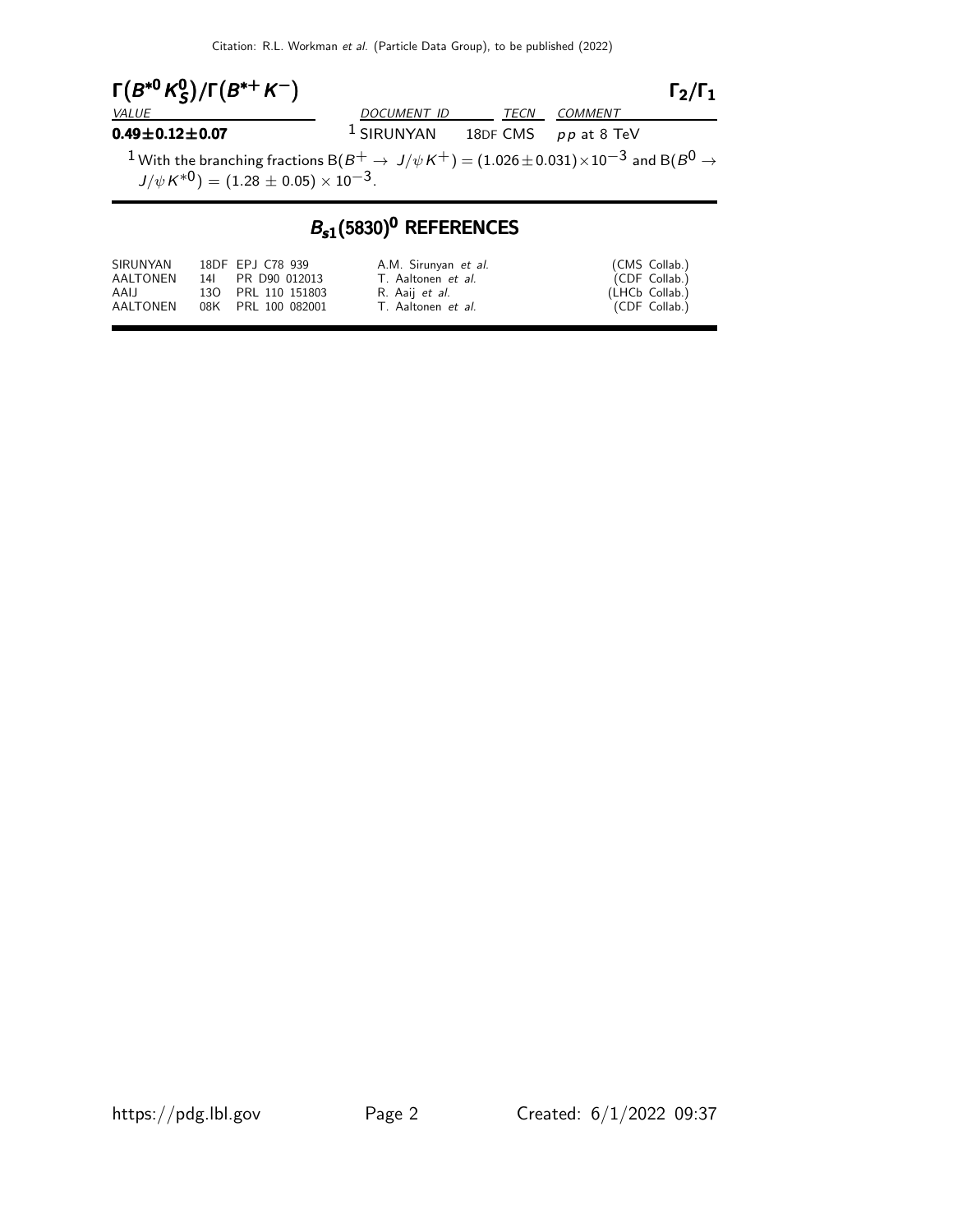### $\Gamma(B^{*0} K^0_S)/\Gamma(B^{*+} K^-)$ $\Gamma_2/\Gamma_1$

| VALUE | DOCUMENT ID | TECN | COMMENT |
|---|---|---|---|
| **0.49±0.12±0.07** | [1] SIRUNYAN | 18DF CMS | $pp$ at 8 TeV |

[1] With the branching fractions $B(B^+ \to J/\psi K^+) = (1.026 \pm 0.031) \times 10^{-3}$ and $B(B^0 \to J/\psi K^{*0}) = (1.28 \pm 0.05) \times 10^{-3}$.

## $B_{s1}(5830)^0$ REFERENCES

| | | | | |
|---|---|---|---|---|
| SIRUNYAN | 18DF | EPJ C78 939 | A.M. Sirunyan *et al.* | (CMS Collab.) |
| AALTONEN | 14I | PR D90 012013 | T. Aaltonen *et al.* | (CDF Collab.) |
| AAIJ | 13O | PRL 110 151803 | R. Aaij *et al.* | (LHCb Collab.) |
| AALTONEN | 08K | PRL 100 082001 | T. Aaltonen *et al.* | (CDF Collab.) |